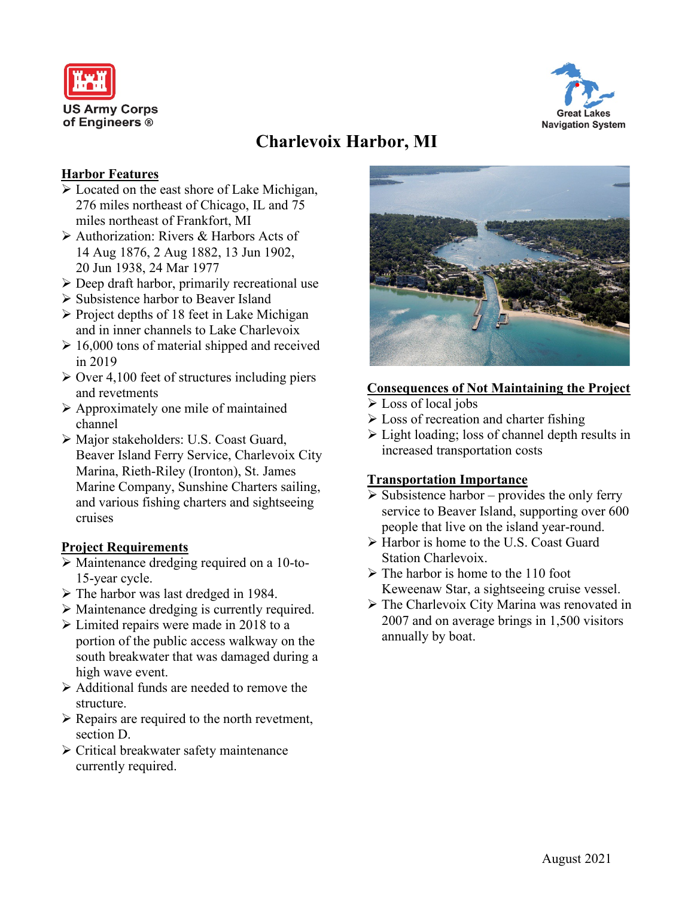US Army Corps of Engineers ®

Great Lakes Navigation System

# Charlevoix Harbor, MI

## Harbor Features

- Located on the east shore of Lake Michigan, 276 miles northeast of Chicago, IL and 75 miles northeast of Frankfort, MI
- Authorization: Rivers & Harbors Acts of 14 Aug 1876, 2 Aug 1882, 13 Jun 1902, 20 Jun 1938, 24 Mar 1977
- Deep draft harbor, primarily recreational use
- Subsistence harbor to Beaver Island
- Project depths of 18 feet in Lake Michigan and in inner channels to Lake Charlevoix
- 16,000 tons of material shipped and received in 2019
- Over 4,100 feet of structures including piers and revetments
- Approximately one mile of maintained channel
- Major stakeholders: U.S. Coast Guard, Beaver Island Ferry Service, Charlevoix City Marina, Rieth-Riley (Ironton), St. James Marine Company, Sunshine Charters sailing, and various fishing charters and sightseeing cruises

## Project Requirements

- Maintenance dredging required on a 10-to-15-year cycle.
- The harbor was last dredged in 1984.
- Maintenance dredging is currently required.
- Limited repairs were made in 2018 to a portion of the public access walkway on the south breakwater that was damaged during a high wave event.
- Additional funds are needed to remove the structure.
- Repairs are required to the north revetment, section D.
- Critical breakwater safety maintenance currently required.

## Consequences of Not Maintaining the Project

- Loss of local jobs
- Loss of recreation and charter fishing
- Light loading; loss of channel depth results in increased transportation costs

## Transportation Importance

- Subsistence harbor – provides the only ferry service to Beaver Island, supporting over 600 people that live on the island year-round.
- Harbor is home to the U.S. Coast Guard Station Charlevoix.
- The harbor is home to the 110 foot Keweenaw Star, a sightseeing cruise vessel.
- The Charlevoix City Marina was renovated in 2007 and on average brings in 1,500 visitors annually by boat.

August 2021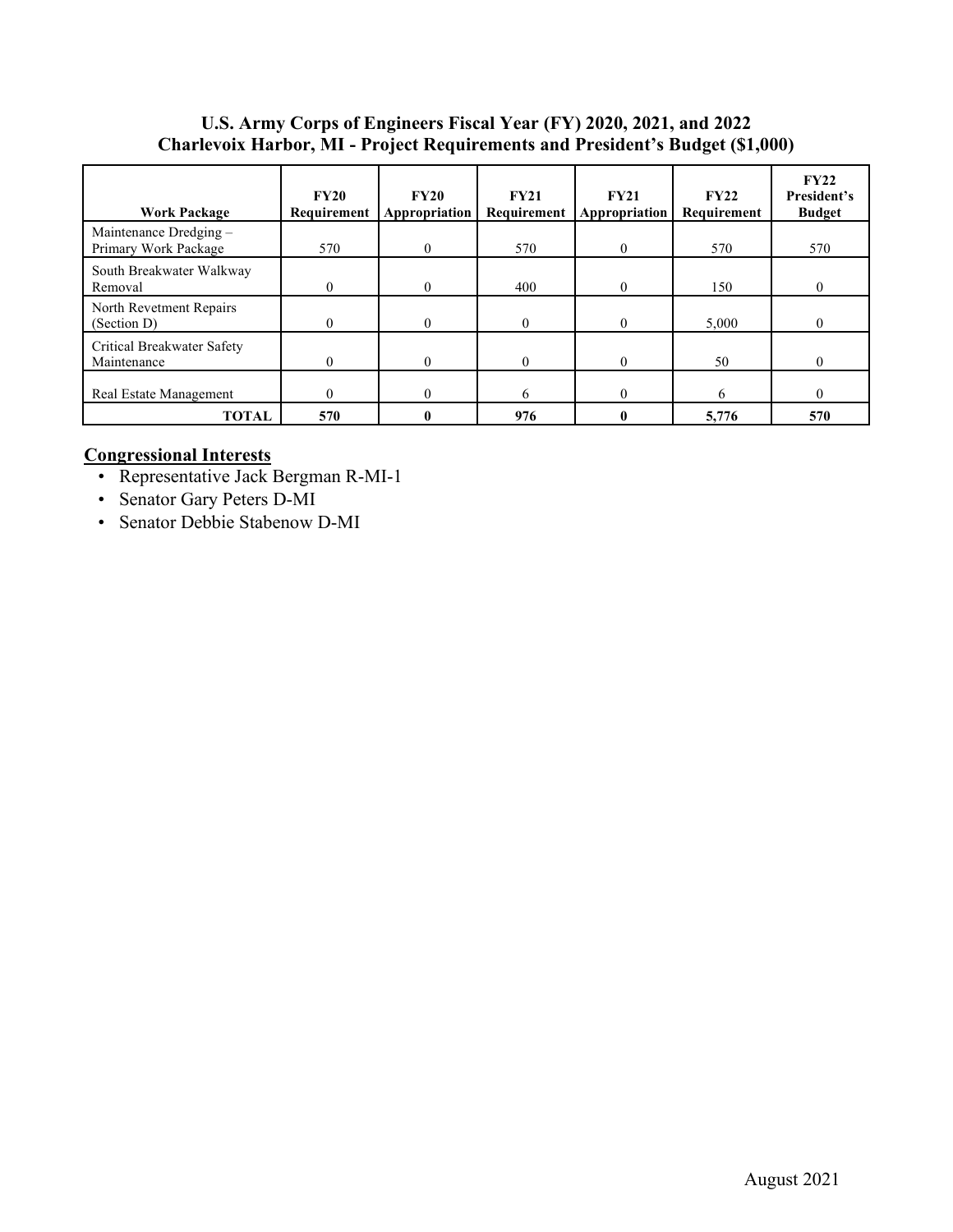## U.S. Army Corps of Engineers Fiscal Year (FY) 2020, 2021, and 2022 Charlevoix Harbor, MI - Project Requirements and President's Budget ($1,000)

| Work Package | FY20 Requirement | FY20 Appropriation | FY21 Requirement | FY21 Appropriation | FY22 Requirement | FY22 President's Budget |
|---|---|---|---|---|---|---|
| Maintenance Dredging – Primary Work Package | 570 | 0 | 570 | 0 | 570 | 570 |
| South Breakwater Walkway Removal | 0 | 0 | 400 | 0 | 150 | 0 |
| North Revetment Repairs (Section D) | 0 | 0 | 0 | 0 | 5,000 | 0 |
| Critical Breakwater Safety Maintenance | 0 | 0 | 0 | 0 | 50 | 0 |
| Real Estate Management | 0 | 0 | 6 | 0 | 6 | 0 |
| **TOTAL** | **570** | **0** | **976** | **0** | **5,776** | **570** |

**Congressional Interests**

- Representative Jack Bergman R-MI-1
- Senator Gary Peters D-MI
- Senator Debbie Stabenow D-MI

August 2021